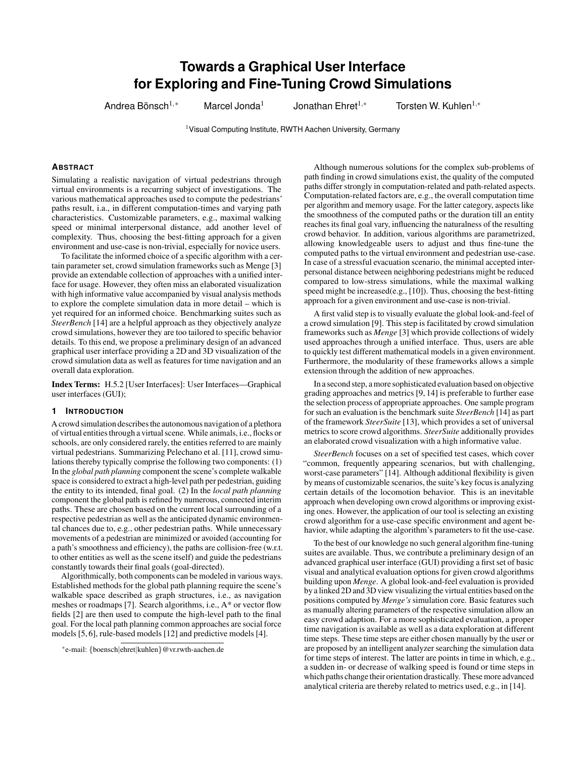# Towards a Graphical User Interface for Exploring and Fine-Tuning Crowd Simulations

Andrea Bönsch[1,*] Marcel Jonda[1] Jonathan Ehret[1,*] Torsten W. Kuhlen[1,*]

[1]Visual Computing Institute, RWTH Aachen University, Germany

## Abstract

Simulating a realistic navigation of virtual pedestrians through virtual environments is a recurring subject of investigations. The various mathematical approaches used to compute the pedestrians' paths result, i.a., in different computation-times and varying path characteristics. Customizable parameters, e.g., maximal walking speed or minimal interpersonal distance, add another level of complexity. Thus, choosing the best-fitting approach for a given environment and use-case is non-trivial, especially for novice users.

To facilitate the informed choice of a specific algorithm with a certain parameter set, crowd simulation frameworks such as Menge [3] provide an extendable collection of approaches with a unified interface for usage. However, they often miss an elaborated visualization with high informative value accompanied by visual analysis methods to explore the complete simulation data in more detail – which is yet required for an informed choice. Benchmarking suites such as *SteerBench* [14] are a helpful approach as they objectively analyze crowd simulations, however they are too tailored to specific behavior details. To this end, we propose a preliminary design of an advanced graphical user interface providing a 2D and 3D visualization of the crowd simulation data as well as features for time navigation and an overall data exploration.

**Index Terms:** H.5.2 [User Interfaces]: User Interfaces—Graphical user interfaces (GUI);

## 1 Introduction

A crowd simulation describes the autonomous navigation of a plethora of virtual entities through a virtual scene. While animals, i.e., flocks or schools, are only considered rarely, the entities referred to are mainly virtual pedestrians. Summarizing Pelechano et al. [11], crowd simulations thereby typically comprise the following two components: (1) In the *global path planning* component the scene's complete walkable space is considered to extract a high-level path per pedestrian, guiding the entity to its intended, final goal. (2) In the *local path planning* component the global path is refined by numerous, connected interim paths. These are chosen based on the current local surrounding of a respective pedestrian as well as the anticipated dynamic environmental chances due to, e.g., other pedestrian paths. While unnecessary movements of a pedestrian are minimized or avoided (accounting for a path's smoothness and efficiency), the paths are collision-free (w.r.t. to other entities as well as the scene itself) and guide the pedestrians constantly towards their final goals (goal-directed).

Algorithmically, both components can be modeled in various ways. Established methods for the global path planning require the scene's walkable space described as graph structures, i.e., as navigation meshes or roadmaps [7]. Search algorithms, i.e., A* or vector flow fields [2] are then used to compute the high-level path to the final goal. For the local path planning common approaches are social force models [5, 6], rule-based models [12] and predictive models [4].

*e-mail: {boensch|ehret|kuhlen}@vr.rwth-aachen.de

Although numerous solutions for the complex sub-problems of path finding in crowd simulations exist, the quality of the computed paths differ strongly in computation-related and path-related aspects. Computation-related factors are, e.g., the overall computation time per algorithm and memory usage. For the latter category, aspects like the smoothness of the computed paths or the duration till an entity reaches its final goal vary, influencing the naturalness of the resulting crowd behavior. In addition, various algorithms are parametrized, allowing knowledgeable users to adjust and thus fine-tune the computed paths to the virtual environment and pedestrian use-case. In case of a stressful evacuation scenario, the minimal accepted interpersonal distance between neighboring pedestrians might be reduced compared to low-stress simulations, while the maximal walking speed might be increased(e.g., [10]). Thus, choosing the best-fitting approach for a given environment and use-case is non-trivial.

A first valid step is to visually evaluate the global look-and-feel of a crowd simulation [9]. This step is facilitated by crowd simulation frameworks such as *Menge* [3] which provide collections of widely used approaches through a unified interface. Thus, users are able to quickly test different mathematical models in a given environment. Furthermore, the modularity of these frameworks allows a simple extension through the addition of new approaches.

In a second step, a more sophisticated evaluation based on objective grading approaches and metrics [9, 14] is preferable to further ease the selection process of appropriate approaches. One sample program for such an evaluation is the benchmark suite *SteerBench* [14] as part of the framework *SteerSuite* [13], which provides a set of universal metrics to score crowd algorithms. *SteerSuite* additionally provides an elaborated crowd visualization with a high informative value.

*SteerBench* focuses on a set of specified test cases, which cover "common, frequently appearing scenarios, but with challenging, worst-case parameters" [14]. Although additional flexibility is given by means of customizable scenarios, the suite's key focus is analyzing certain details of the locomotion behavior. This is an inevitable approach when developing own crowd algorithms or improving existing ones. However, the application of our tool is selecting an existing crowd algorithm for a use-case specific environment and agent behavior, while adapting the algorithm's parameters to fit the use-case.

To the best of our knowledge no such general algorithm fine-tuning suites are available. Thus, we contribute a preliminary design of an advanced graphical user interface (GUI) providing a first set of basic visual and analytical evaluation options for given crowd algorithms building upon *Menge*. A global look-and-feel evaluation is provided by a linked 2D and 3D view visualizing the virtual entities based on the positions computed by *Menge's* simulation core. Basic features such as manually altering parameters of the respective simulation allow an easy crowd adaption. For a more sophisticated evaluation, a proper time navigation is available as well as a data exploration at different time steps. These time steps are either chosen manually by the user or are proposed by an intelligent analyzer searching the simulation data for time steps of interest. The latter are points in time in which, e.g., a sudden in- or decrease of walking speed is found or time steps in which paths change their orientation drastically. These more advanced analytical criteria are thereby related to metrics used, e.g., in [14].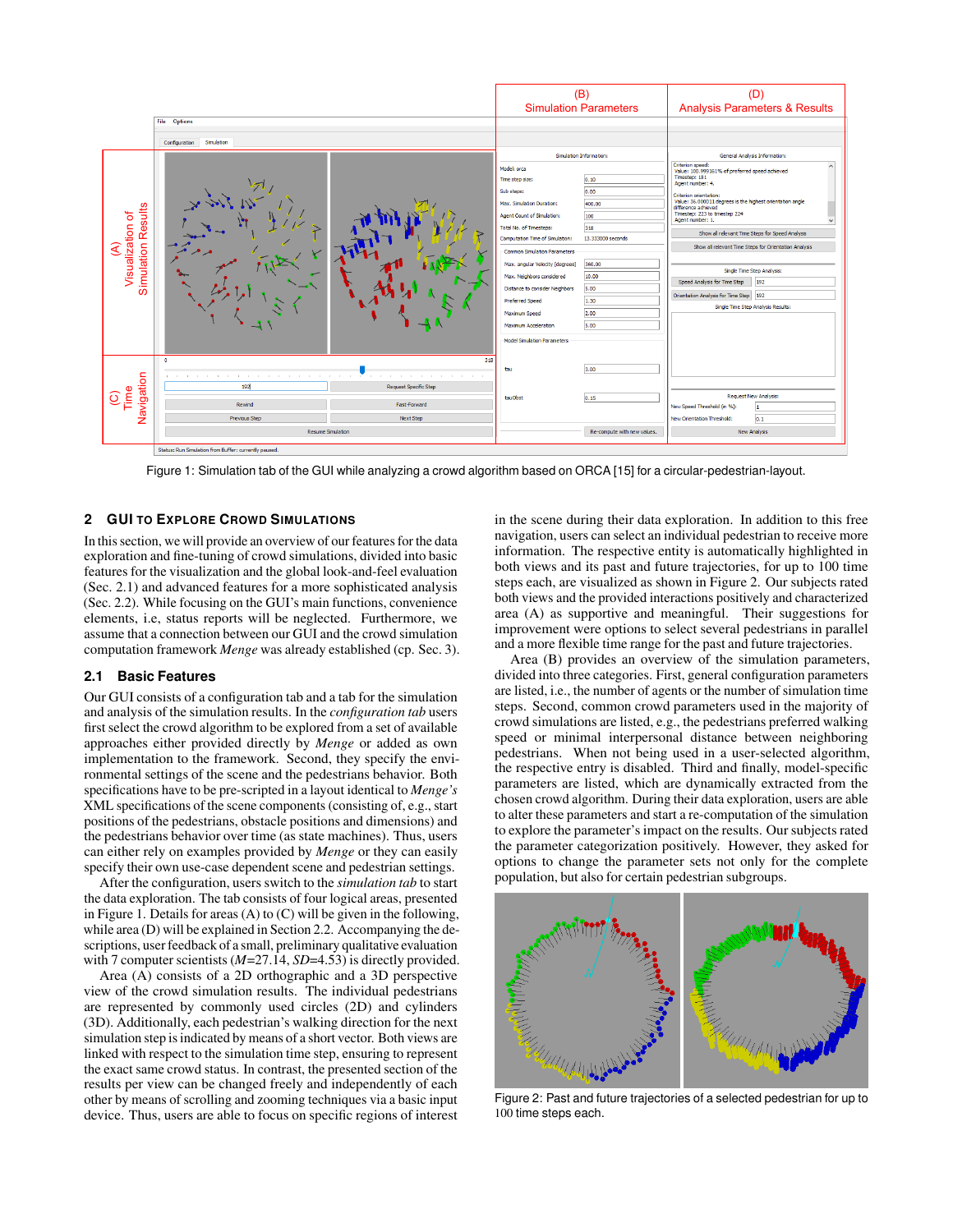Figure 1: Simulation tab of the GUI while analyzing a crowd algorithm based on ORCA [15] for a circular-pedestrian-layout.

## 2 GUI TO EXPLORE CROWD SIMULATIONS

In this section, we will provide an overview of our features for the data exploration and fine-tuning of crowd simulations, divided into basic features for the visualization and the global look-and-feel evaluation (Sec. 2.1) and advanced features for a more sophisticated analysis (Sec. 2.2). While focusing on the GUI's main functions, convenience elements, i.e, status reports will be neglected. Furthermore, we assume that a connection between our GUI and the crowd simulation computation framework *Menge* was already established (cp. Sec. 3).

### 2.1 Basic Features

Our GUI consists of a configuration tab and a tab for the simulation and analysis of the simulation results. In the *configuration tab* users first select the crowd algorithm to be explored from a set of available approaches either provided directly by *Menge* or added as own implementation to the framework. Second, they specify the environmental settings of the scene and the pedestrians behavior. Both specifications have to be pre-scripted in a layout identical to *Menge's* XML specifications of the scene components (consisting of, e.g., start positions of the pedestrians, obstacle positions and dimensions) and the pedestrians behavior over time (as state machines). Thus, users can either rely on examples provided by *Menge* or they can easily specify their own use-case dependent scene and pedestrian settings.

After the configuration, users switch to the *simulation tab* to start the data exploration. The tab consists of four logical areas, presented in Figure 1. Details for areas (A) to (C) will be given in the following, while area (D) will be explained in Section 2.2. Accompanying the descriptions, user feedback of a small, preliminary qualitative evaluation with 7 computer scientists ($M$=27.14, $SD$=4.53) is directly provided.

Area (A) consists of a 2D orthographic and a 3D perspective view of the crowd simulation results. The individual pedestrians are represented by commonly used circles (2D) and cylinders (3D). Additionally, each pedestrian's walking direction for the next simulation step is indicated by means of a short vector. Both views are linked with respect to the simulation time step, ensuring to represent the exact same crowd status. In contrast, the presented section of the results per view can be changed freely and independently of each other by means of scrolling and zooming techniques via a basic input device. Thus, users are able to focus on specific regions of interest in the scene during their data exploration. In addition to this free navigation, users can select an individual pedestrian to receive more information. The respective entity is automatically highlighted in both views and its past and future trajectories, for up to 100 time steps each, are visualized as shown in Figure 2. Our subjects rated both views and the provided interactions positively and characterized area (A) as supportive and meaningful. Their suggestions for improvement were options to select several pedestrians in parallel and a more flexible time range for the past and future trajectories.

Area (B) provides an overview of the simulation parameters, divided into three categories. First, general configuration parameters are listed, i.e., the number of agents or the number of simulation time steps. Second, common crowd parameters used in the majority of crowd simulations are listed, e.g., the pedestrians preferred walking speed or minimal interpersonal distance between neighboring pedestrians. When not being used in a user-selected algorithm, the respective entry is disabled. Third and finally, model-specific parameters are listed, which are dynamically extracted from the chosen crowd algorithm. During their data exploration, users are able to alter these parameters and start a re-computation of the simulation to explore the parameter's impact on the results. Our subjects rated the parameter categorization positively. However, they asked for options to change the parameter sets not only for the complete population, but also for certain pedestrian subgroups.

Figure 2: Past and future trajectories of a selected pedestrian for up to 100 time steps each.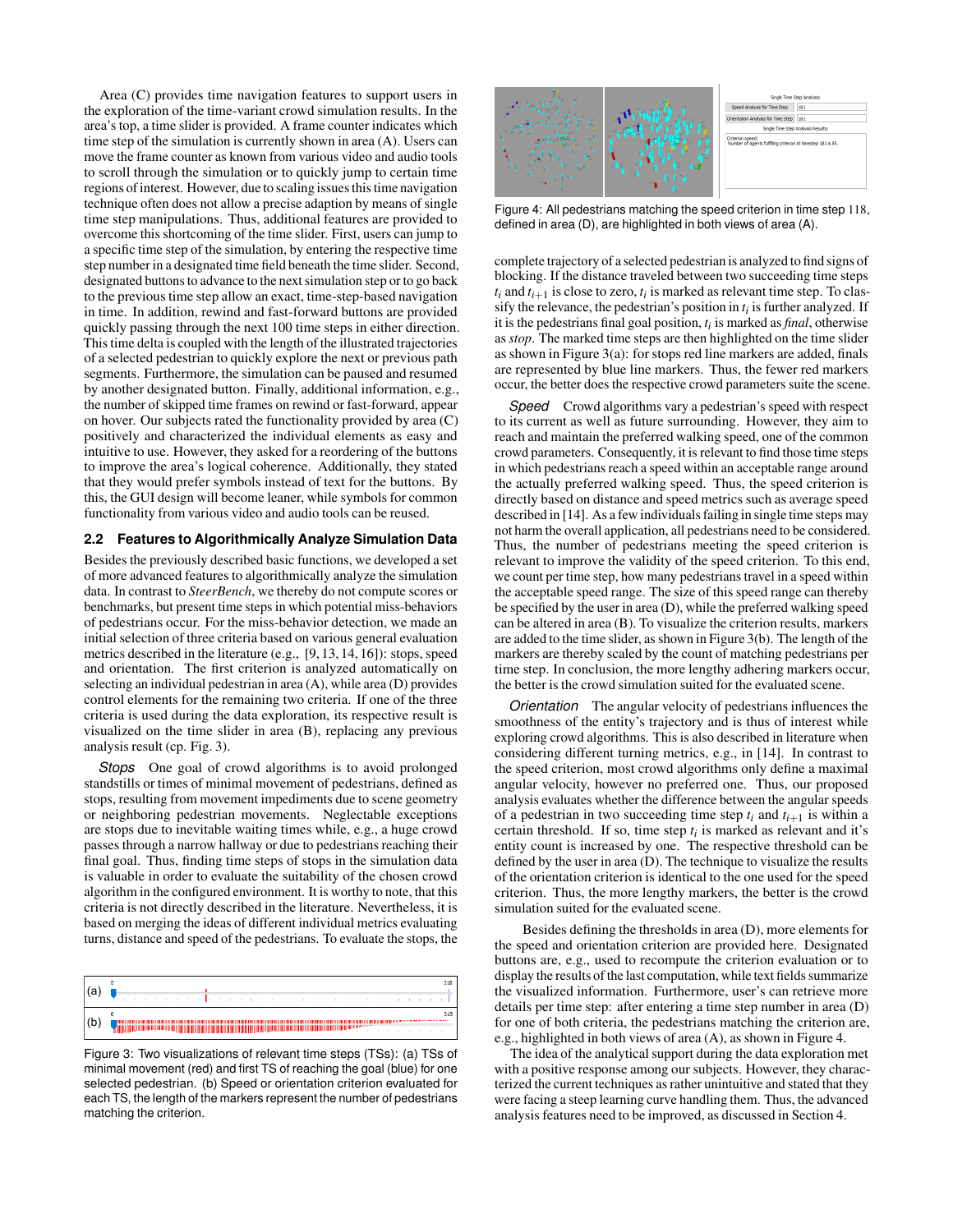Area (C) provides time navigation features to support users in the exploration of the time-variant crowd simulation results. In the area's top, a time slider is provided. A frame counter indicates which time step of the simulation is currently shown in area (A). Users can move the frame counter as known from various video and audio tools to scroll through the simulation or to quickly jump to certain time regions of interest. However, due to scaling issues this time navigation technique often does not allow a precise adaption by means of single time step manipulations. Thus, additional features are provided to overcome this shortcoming of the time slider. First, users can jump to a specific time step of the simulation, by entering the respective time step number in a designated time field beneath the time slider. Second, designated buttons to advance to the next simulation step or to go back to the previous time step allow an exact, time-step-based navigation in time. In addition, rewind and fast-forward buttons are provided quickly passing through the next 100 time steps in either direction. This time delta is coupled with the length of the illustrated trajectories of a selected pedestrian to quickly explore the next or previous path segments. Furthermore, the simulation can be paused and resumed by another designated button. Finally, additional information, e.g., the number of skipped time frames on rewind or fast-forward, appear on hover. Our subjects rated the functionality provided by area (C) positively and characterized the individual elements as easy and intuitive to use. However, they asked for a reordering of the buttons to improve the area's logical coherence. Additionally, they stated that they would prefer symbols instead of text for the buttons. By this, the GUI design will become leaner, while symbols for common functionality from various video and audio tools can be reused.

## 2.2 Features to Algorithmically Analyze Simulation Data

Besides the previously described basic functions, we developed a set of more advanced features to algorithmically analyze the simulation data. In contrast to *SteerBench*, we thereby do not compute scores or benchmarks, but present time steps in which potential miss-behaviors of pedestrians occur. For the miss-behavior detection, we made an initial selection of three criteria based on various general evaluation metrics described in the literature (e.g., [9, 13, 14, 16]): stops, speed and orientation. The first criterion is analyzed automatically on selecting an individual pedestrian in area (A), while area (D) provides control elements for the remaining two criteria. If one of the three criteria is used during the data exploration, its respective result is visualized on the time slider in area (B), replacing any previous analysis result (cp. Fig. 3).

*Stops* One goal of crowd algorithms is to avoid prolonged standstills or times of minimal movement of pedestrians, defined as stops, resulting from movement impediments due to scene geometry or neighboring pedestrian movements. Neglectable exceptions are stops due to inevitable waiting times while, e.g., a huge crowd passes through a narrow hallway or due to pedestrians reaching their final goal. Thus, finding time steps of stops in the simulation data is valuable in order to evaluate the suitability of the chosen crowd algorithm in the configured environment. It is worthy to note, that this criteria is not directly described in the literature. Nevertheless, it is based on merging the ideas of different individual metrics evaluating turns, distance and speed of the pedestrians. To evaluate the stops, the complete trajectory of a selected pedestrian is analyzed to find signs of blocking. If the distance traveled between two succeeding time steps $t_i$ and $t_{i+1}$ is close to zero, $t_i$ is marked as relevant time step. To classify the relevance, the pedestrian's position in $t_i$ is further analyzed. If it is the pedestrians final goal position, $t_i$ is marked as *final*, otherwise as *stop*. The marked time steps are then highlighted on the time slider as shown in Figure 3(a): for stops red line markers are added, finals are represented by blue line markers. Thus, the fewer red markers occur, the better does the respective crowd parameters suite the scene.

Figure 3: Two visualizations of relevant time steps (TSs): (a) TSs of minimal movement (red) and first TS of reaching the goal (blue) for one selected pedestrian. (b) Speed or orientation criterion evaluated for each TS, the length of the markers represent the number of pedestrians matching the criterion.

*Speed* Crowd algorithms vary a pedestrian's speed with respect to its current as well as future surrounding. However, they aim to reach and maintain the preferred walking speed, one of the common crowd parameters. Consequently, it is relevant to find those time steps in which pedestrians reach a speed within an acceptable range around the actually preferred walking speed. Thus, the speed criterion is directly based on distance and speed metrics such as average speed described in [14]. As a few individuals failing in single time steps may not harm the overall application, all pedestrians need to be considered. Thus, the number of pedestrians meeting the speed criterion is relevant to improve the validity of the speed criterion. To this end, we count per time step, how many pedestrians travel in a speed within the acceptable speed range. The size of this speed range can thereby be specified by the user in area (D), while the preferred walking speed can be altered in area (B). To visualize the criterion results, markers are added to the time slider, as shown in Figure 3(b). The length of the markers are thereby scaled by the count of matching pedestrians per time step. In conclusion, the more lengthy adhering markers occur, the better is the crowd simulation suited for the evaluated scene.

*Orientation* The angular velocity of pedestrians influences the smoothness of the entity's trajectory and is thus of interest while exploring crowd algorithms. This is also described in literature when considering different turning metrics, e.g., in [14]. In contrast to the speed criterion, most crowd algorithms only define a maximal angular velocity, however no preferred one. Thus, our proposed analysis evaluates whether the difference between the angular speeds of a pedestrian in two succeeding time step $t_i$ and $t_{i+1}$ is within a certain threshold. If so, time step $t_i$ is marked as relevant and it's entity count is increased by one. The respective threshold can be defined by the user in area (D). The technique to visualize the results of the orientation criterion is identical to the one used for the speed criterion. Thus, the more lengthy markers, the better is the crowd simulation suited for the evaluated scene.

Besides defining the thresholds in area (D), more elements for the speed and orientation criterion are provided here. Designated buttons are, e.g., used to recompute the criterion evaluation or to display the results of the last computation, while text fields summarize the relevant information. Furthermore, user's can retrieve more details per time step: after entering a time step number in area (D) for one of both criteria, the pedestrians matching the criterion are, e.g., highlighted in both views of area (A), as shown in Figure 4.

Figure 4: All pedestrians matching the speed criterion in time step 118, defined in area (D), are highlighted in both views of area (A).

The idea of the analytical support during the data exploration met with a positive response among our subjects. However, they characterized the current techniques as rather unintuitive and stated that they were facing a steep learning curve handling them. Thus, the advanced analysis features need to be improved, as discussed in Section 4.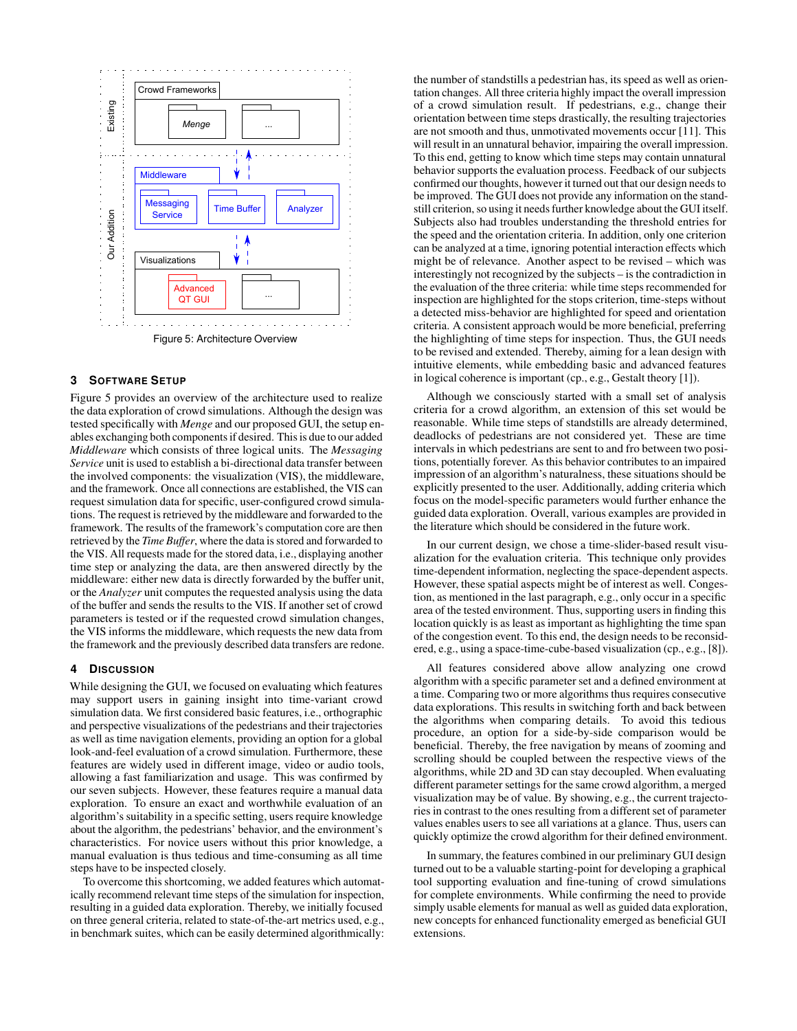Figure 5: Architecture Overview

## 3 Software Setup

Figure 5 provides an overview of the architecture used to realize the data exploration of crowd simulations. Although the design was tested specifically with *Menge* and our proposed GUI, the setup enables exchanging both components if desired. This is due to our added *Middleware* which consists of three logical units. The *Messaging Service* unit is used to establish a bi-directional data transfer between the involved components: the visualization (VIS), the middleware, and the framework. Once all connections are established, the VIS can request simulation data for specific, user-configured crowd simulations. The request is retrieved by the middleware and forwarded to the framework. The results of the framework's computation core are then retrieved by the *Time Buffer*, where the data is stored and forwarded to the VIS. All requests made for the stored data, i.e., displaying another time step or analyzing the data, are then answered directly by the middleware: either new data is directly forwarded by the buffer unit, or the *Analyzer* unit computes the requested analysis using the data of the buffer and sends the results to the VIS. If another set of crowd parameters is tested or if the requested crowd simulation changes, the VIS informs the middleware, which requests the new data from the framework and the previously described data transfers are redone.

## 4 Discussion

While designing the GUI, we focused on evaluating which features may support users in gaining insight into time-variant crowd simulation data. We first considered basic features, i.e., orthographic and perspective visualizations of the pedestrians and their trajectories as well as time navigation elements, providing an option for a global look-and-feel evaluation of a crowd simulation. Furthermore, these features are widely used in different image, video or audio tools, allowing a fast familiarization and usage. This was confirmed by our seven subjects. However, these features require a manual data exploration. To ensure an exact and worthwhile evaluation of an algorithm's suitability in a specific setting, users require knowledge about the algorithm, the pedestrians' behavior, and the environment's characteristics. For novice users without this prior knowledge, a manual evaluation is thus tedious and time-consuming as all time steps have to be inspected closely.

To overcome this shortcoming, we added features which automatically recommend relevant time steps of the simulation for inspection, resulting in a guided data exploration. Thereby, we initially focused on three general criteria, related to state-of-the-art metrics used, e.g., in benchmark suites, which can be easily determined algorithmically: the number of standstills a pedestrian has, its speed as well as orientation changes. All three criteria highly impact the overall impression of a crowd simulation result. If pedestrians, e.g., change their orientation between time steps drastically, the resulting trajectories are not smooth and thus, unmotivated movements occur [11]. This will result in an unnatural behavior, impairing the overall impression. To this end, getting to know which time steps may contain unnatural behavior supports the evaluation process. Feedback of our subjects confirmed our thoughts, however it turned out that our design needs to be improved. The GUI does not provide any information on the standstill criterion, so using it needs further knowledge about the GUI itself. Subjects also had troubles understanding the threshold entries for the speed and the orientation criteria. In addition, only one criterion can be analyzed at a time, ignoring potential interaction effects which might be of relevance. Another aspect to be revised – which was interestingly not recognized by the subjects – is the contradiction in the evaluation of the three criteria: while time steps recommended for inspection are highlighted for the stops criterion, time-steps without a detected miss-behavior are highlighted for speed and orientation criteria. A consistent approach would be more beneficial, preferring the highlighting of time steps for inspection. Thus, the GUI needs to be revised and extended. Thereby, aiming for a lean design with intuitive elements, while embedding basic and advanced features in logical coherence is important (cp., e.g., Gestalt theory [1]).

Although we consciously started with a small set of analysis criteria for a crowd algorithm, an extension of this set would be reasonable. While time steps of standstills are already determined, deadlocks of pedestrians are not considered yet. These are time intervals in which pedestrians are sent to and fro between two positions, potentially forever. As this behavior contributes to an impaired impression of an algorithm's naturalness, these situations should be explicitly presented to the user. Additionally, adding criteria which focus on the model-specific parameters would further enhance the guided data exploration. Overall, various examples are provided in the literature which should be considered in the future work.

In our current design, we chose a time-slider-based result visualization for the evaluation criteria. This technique only provides time-dependent information, neglecting the space-dependent aspects. However, these spatial aspects might be of interest as well. Congestion, as mentioned in the last paragraph, e.g., only occur in a specific area of the tested environment. Thus, supporting users in finding this location quickly is as least as important as highlighting the time span of the congestion event. To this end, the design needs to be reconsidered, e.g., using a space-time-cube-based visualization (cp., e.g., [8]).

All features considered above allow analyzing one crowd algorithm with a specific parameter set and a defined environment at a time. Comparing two or more algorithms thus requires consecutive data explorations. This results in switching forth and back between the algorithms when comparing details. To avoid this tedious procedure, an option for a side-by-side comparison would be beneficial. Thereby, the free navigation by means of zooming and scrolling should be coupled between the respective views of the algorithms, while 2D and 3D can stay decoupled. When evaluating different parameter settings for the same crowd algorithm, a merged visualization may be of value. By showing, e.g., the current trajectories in contrast to the ones resulting from a different set of parameter values enables users to see all variations at a glance. Thus, users can quickly optimize the crowd algorithm for their defined environment.

In summary, the features combined in our preliminary GUI design turned out to be a valuable starting-point for developing a graphical tool supporting evaluation and fine-tuning of crowd simulations for complete environments. While confirming the need to provide simply usable elements for manual as well as guided data exploration, new concepts for enhanced functionality emerged as beneficial GUI extensions.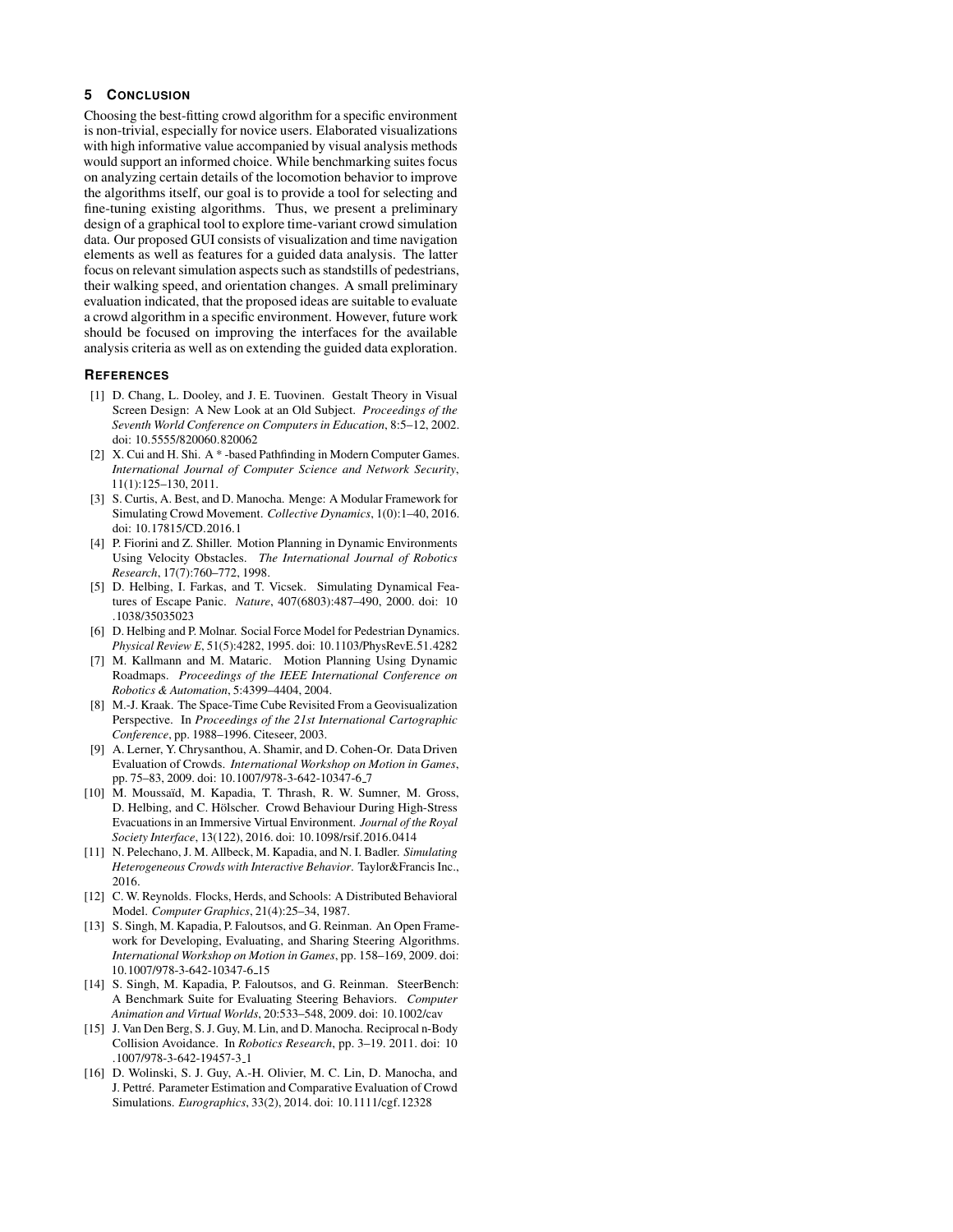## 5 Conclusion

Choosing the best-fitting crowd algorithm for a specific environment is non-trivial, especially for novice users. Elaborated visualizations with high informative value accompanied by visual analysis methods would support an informed choice. While benchmarking suites focus on analyzing certain details of the locomotion behavior to improve the algorithms itself, our goal is to provide a tool for selecting and fine-tuning existing algorithms. Thus, we present a preliminary design of a graphical tool to explore time-variant crowd simulation data. Our proposed GUI consists of visualization and time navigation elements as well as features for a guided data analysis. The latter focus on relevant simulation aspects such as standstills of pedestrians, their walking speed, and orientation changes. A small preliminary evaluation indicated, that the proposed ideas are suitable to evaluate a crowd algorithm in a specific environment. However, future work should be focused on improving the interfaces for the available analysis criteria as well as on extending the guided data exploration.

## References

[1] D. Chang, L. Dooley, and J. E. Tuovinen. Gestalt Theory in Visual Screen Design: A New Look at an Old Subject. *Proceedings of the Seventh World Conference on Computers in Education*, 8:5–12, 2002. doi: 10.5555/820060.820062

[2] X. Cui and H. Shi. A * -based Pathfinding in Modern Computer Games. *International Journal of Computer Science and Network Security*, 11(1):125–130, 2011.

[3] S. Curtis, A. Best, and D. Manocha. Menge: A Modular Framework for Simulating Crowd Movement. *Collective Dynamics*, 1(0):1–40, 2016. doi: 10.17815/CD.2016.1

[4] P. Fiorini and Z. Shiller. Motion Planning in Dynamic Environments Using Velocity Obstacles. *The International Journal of Robotics Research*, 17(7):760–772, 1998.

[5] D. Helbing, I. Farkas, and T. Vicsek. Simulating Dynamical Features of Escape Panic. *Nature*, 407(6803):487–490, 2000. doi: 10.1038/35035023

[6] D. Helbing and P. Molnar. Social Force Model for Pedestrian Dynamics. *Physical Review E*, 51(5):4282, 1995. doi: 10.1103/PhysRevE.51.4282

[7] M. Kallmann and M. Mataric. Motion Planning Using Dynamic Roadmaps. *Proceedings of the IEEE International Conference on Robotics & Automation*, 5:4399–4404, 2004.

[8] M.-J. Kraak. The Space-Time Cube Revisited From a Geovisualization Perspective. In *Proceedings of the 21st International Cartographic Conference*, pp. 1988–1996. Citeseer, 2003.

[9] A. Lerner, Y. Chrysanthou, A. Shamir, and D. Cohen-Or. Data Driven Evaluation of Crowds. *International Workshop on Motion in Games*, pp. 75–83, 2009. doi: 10.1007/978-3-642-10347-6_7

[10] M. Moussaïd, M. Kapadia, T. Thrash, R. W. Sumner, M. Gross, D. Helbing, and C. Hölscher. Crowd Behaviour During High-Stress Evacuations in an Immersive Virtual Environment. *Journal of the Royal Society Interface*, 13(122), 2016. doi: 10.1098/rsif.2016.0414

[11] N. Pelechano, J. M. Allbeck, M. Kapadia, and N. I. Badler. *Simulating Heterogeneous Crowds with Interactive Behavior*. Taylor&Francis Inc., 2016.

[12] C. W. Reynolds. Flocks, Herds, and Schools: A Distributed Behavioral Model. *Computer Graphics*, 21(4):25–34, 1987.

[13] S. Singh, M. Kapadia, P. Faloutsos, and G. Reinman. An Open Framework for Developing, Evaluating, and Sharing Steering Algorithms. *International Workshop on Motion in Games*, pp. 158–169, 2009. doi: 10.1007/978-3-642-10347-6_15

[14] S. Singh, M. Kapadia, P. Faloutsos, and G. Reinman. SteerBench: A Benchmark Suite for Evaluating Steering Behaviors. *Computer Animation and Virtual Worlds*, 20:533–548, 2009. doi: 10.1002/cav

[15] J. Van Den Berg, S. J. Guy, M. Lin, and D. Manocha. Reciprocal n-Body Collision Avoidance. In *Robotics Research*, pp. 3–19. 2011. doi: 10.1007/978-3-642-19457-3_1

[16] D. Wolinski, S. J. Guy, A.-H. Olivier, M. C. Lin, D. Manocha, and J. Pettré. Parameter Estimation and Comparative Evaluation of Crowd Simulations. *Eurographics*, 33(2), 2014. doi: 10.1111/cgf.12328